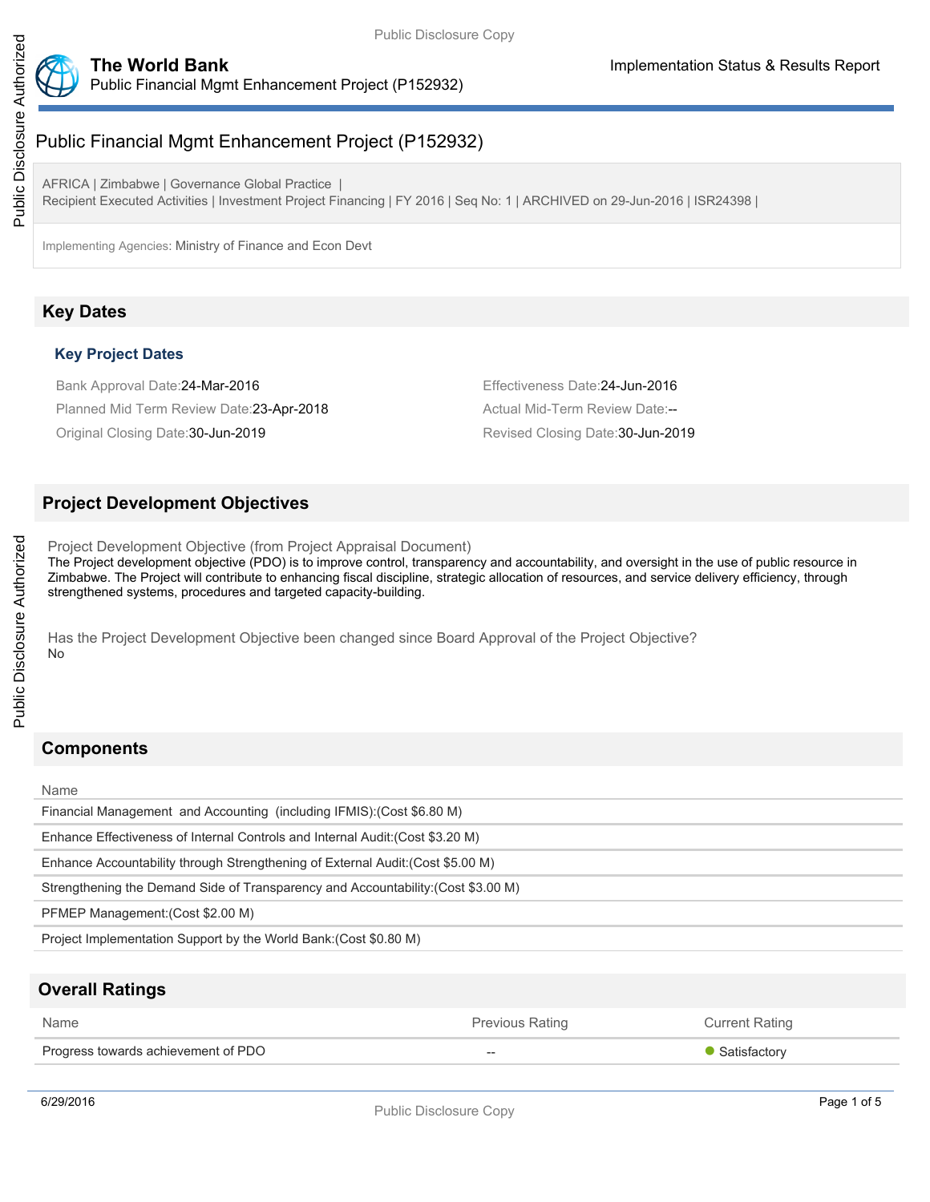# Public Financial Mgmt Enhancement Project (P152932)

AFRICA | Zimbabwe | Governance Global Practice |
Recipient Executed Activities | Investment Project Financing | FY 2016 | Seq No: 1 | ARCHIVED on 29-Jun-2016 | ISR24398 |

Implementing Agencies: Ministry of Finance and Econ Devt

## Key Dates

### Key Project Dates

Bank Approval Date:24-Mar-2016

Effectiveness Date:24-Jun-2016

Planned Mid Term Review Date:23-Apr-2018

Actual Mid-Term Review Date:--

Original Closing Date:30-Jun-2019

Revised Closing Date:30-Jun-2019

## Project Development Objectives

Project Development Objective (from Project Appraisal Document)

The Project development objective (PDO) is to improve control, transparency and accountability, and oversight in the use of public resource in Zimbabwe. The Project will contribute to enhancing fiscal discipline, strategic allocation of resources, and service delivery efficiency, through strengthened systems, procedures and targeted capacity-building.

Has the Project Development Objective been changed since Board Approval of the Project Objective?

No

## Components

| Name |
|---|
| Financial Management and Accounting (including IFMIS):(Cost $6.80 M) |
| Enhance Effectiveness of Internal Controls and Internal Audit:(Cost $3.20 M) |
| Enhance Accountability through Strengthening of External Audit:(Cost $5.00 M) |
| Strengthening the Demand Side of Transparency and Accountability:(Cost $3.00 M) |
| PFMEP Management:(Cost $2.00 M) |
| Project Implementation Support by the World Bank:(Cost $0.80 M) |

## Overall Ratings

| Name | Previous Rating | Current Rating |
|---|---|---|
| Progress towards achievement of PDO | -- | Satisfactory |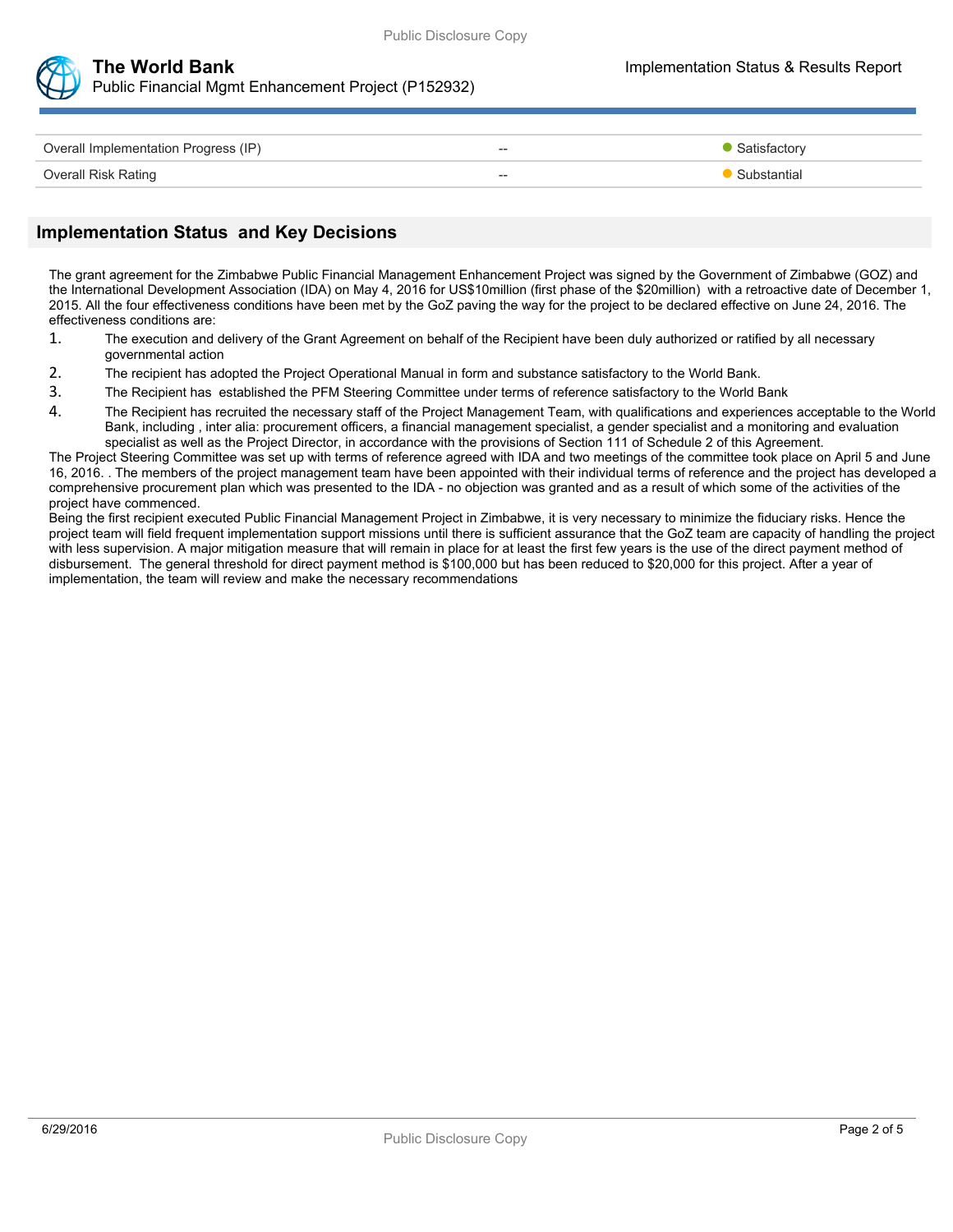| | | |
|---|---|---|
| Overall Implementation Progress (IP) | -- | Satisfactory |
| Overall Risk Rating | -- | Substantial |

## Implementation Status and Key Decisions

The grant agreement for the Zimbabwe Public Financial Management Enhancement Project was signed by the Government of Zimbabwe (GOZ) and the International Development Association (IDA) on May 4, 2016 for US$10million (first phase of the $20million) with a retroactive date of December 1, 2015. All the four effectiveness conditions have been met by the GoZ paving the way for the project to be declared effective on June 24, 2016. The effectiveness conditions are:

1. The execution and delivery of the Grant Agreement on behalf of the Recipient have been duly authorized or ratified by all necessary governmental action
2. The recipient has adopted the Project Operational Manual in form and substance satisfactory to the World Bank.
3. The Recipient has established the PFM Steering Committee under terms of reference satisfactory to the World Bank
4. The Recipient has recruited the necessary staff of the Project Management Team, with qualifications and experiences acceptable to the World Bank, including , inter alia: procurement officers, a financial management specialist, a gender specialist and a monitoring and evaluation specialist as well as the Project Director, in accordance with the provisions of Section 111 of Schedule 2 of this Agreement.

The Project Steering Committee was set up with terms of reference agreed with IDA and two meetings of the committee took place on April 5 and June 16, 2016. . The members of the project management team have been appointed with their individual terms of reference and the project has developed a comprehensive procurement plan which was presented to the IDA - no objection was granted and as a result of which some of the activities of the project have commenced.

Being the first recipient executed Public Financial Management Project in Zimbabwe, it is very necessary to minimize the fiduciary risks. Hence the project team will field frequent implementation support missions until there is sufficient assurance that the GoZ team are capacity of handling the project with less supervision. A major mitigation measure that will remain in place for at least the first few years is the use of the direct payment method of disbursement. The general threshold for direct payment method is $100,000 but has been reduced to $20,000 for this project. After a year of implementation, the team will review and make the necessary recommendations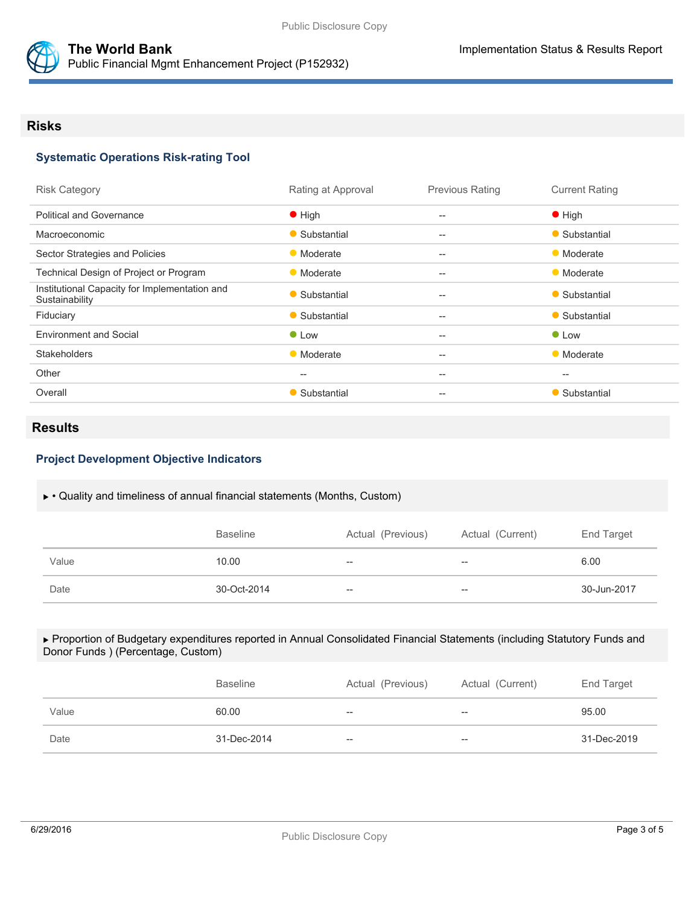## Risks

### Systematic Operations Risk-rating Tool

| Risk Category | Rating at Approval | Previous Rating | Current Rating |
|---|---|---|---|
| Political and Governance | High | -- | High |
| Macroeconomic | Substantial | -- | Substantial |
| Sector Strategies and Policies | Moderate | -- | Moderate |
| Technical Design of Project or Program | Moderate | -- | Moderate |
| Institutional Capacity for Implementation and Sustainability | Substantial | -- | Substantial |
| Fiduciary | Substantial | -- | Substantial |
| Environment and Social | Low | -- | Low |
| Stakeholders | Moderate | -- | Moderate |
| Other | -- | -- | -- |
| Overall | Substantial | -- | Substantial |

## Results

### Project Development Objective Indicators

▸ • Quality and timeliness of annual financial statements (Months, Custom)

| | Baseline | Actual (Previous) | Actual (Current) | End Target |
|---|---|---|---|---|
| Value | 10.00 | -- | -- | 6.00 |
| Date | 30-Oct-2014 | -- | -- | 30-Jun-2017 |

▸ Proportion of Budgetary expenditures reported in Annual Consolidated Financial Statements (including Statutory Funds and Donor Funds ) (Percentage, Custom)

| | Baseline | Actual (Previous) | Actual (Current) | End Target |
|---|---|---|---|---|
| Value | 60.00 | -- | -- | 95.00 |
| Date | 31-Dec-2014 | -- | -- | 31-Dec-2019 |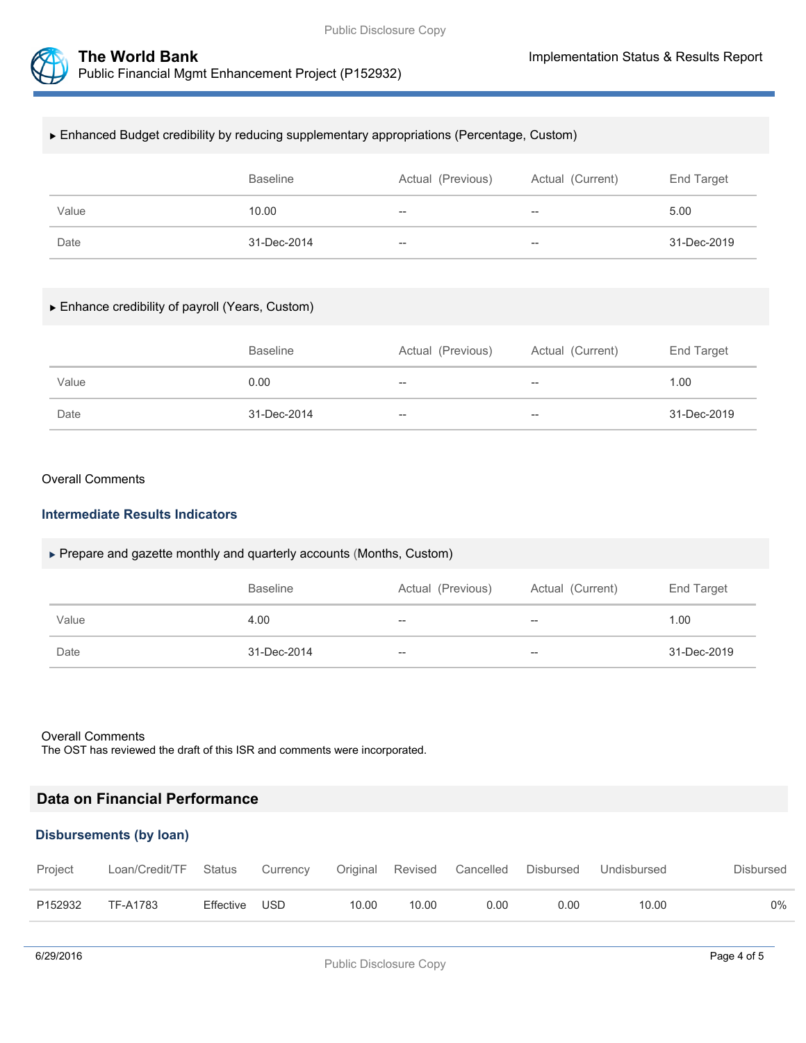▶ Enhanced Budget credibility by reducing supplementary appropriations (Percentage, Custom)

| | Baseline | Actual (Previous) | Actual (Current) | End Target |
|---|---|---|---|---|
| Value | 10.00 | -- | -- | 5.00 |
| Date | 31-Dec-2014 | -- | -- | 31-Dec-2019 |

▶ Enhance credibility of payroll (Years, Custom)

| | Baseline | Actual (Previous) | Actual (Current) | End Target |
|---|---|---|---|---|
| Value | 0.00 | -- | -- | 1.00 |
| Date | 31-Dec-2014 | -- | -- | 31-Dec-2019 |

Overall Comments

### Intermediate Results Indicators

▶ Prepare and gazette monthly and quarterly accounts (Months, Custom)

| | Baseline | Actual (Previous) | Actual (Current) | End Target |
|---|---|---|---|---|
| Value | 4.00 | -- | -- | 1.00 |
| Date | 31-Dec-2014 | -- | -- | 31-Dec-2019 |

Overall Comments

The OST has reviewed the draft of this ISR and comments were incorporated.

## Data on Financial Performance

### Disbursements (by loan)

| Project | Loan/Credit/TF | Status | Currency | Original | Revised | Cancelled | Disbursed | Undisbursed | Disbursed |
|---|---|---|---|---|---|---|---|---|---|
| P152932 | TF-A1783 | Effective | USD | 10.00 | 10.00 | 0.00 | 0.00 | 10.00 | 0% |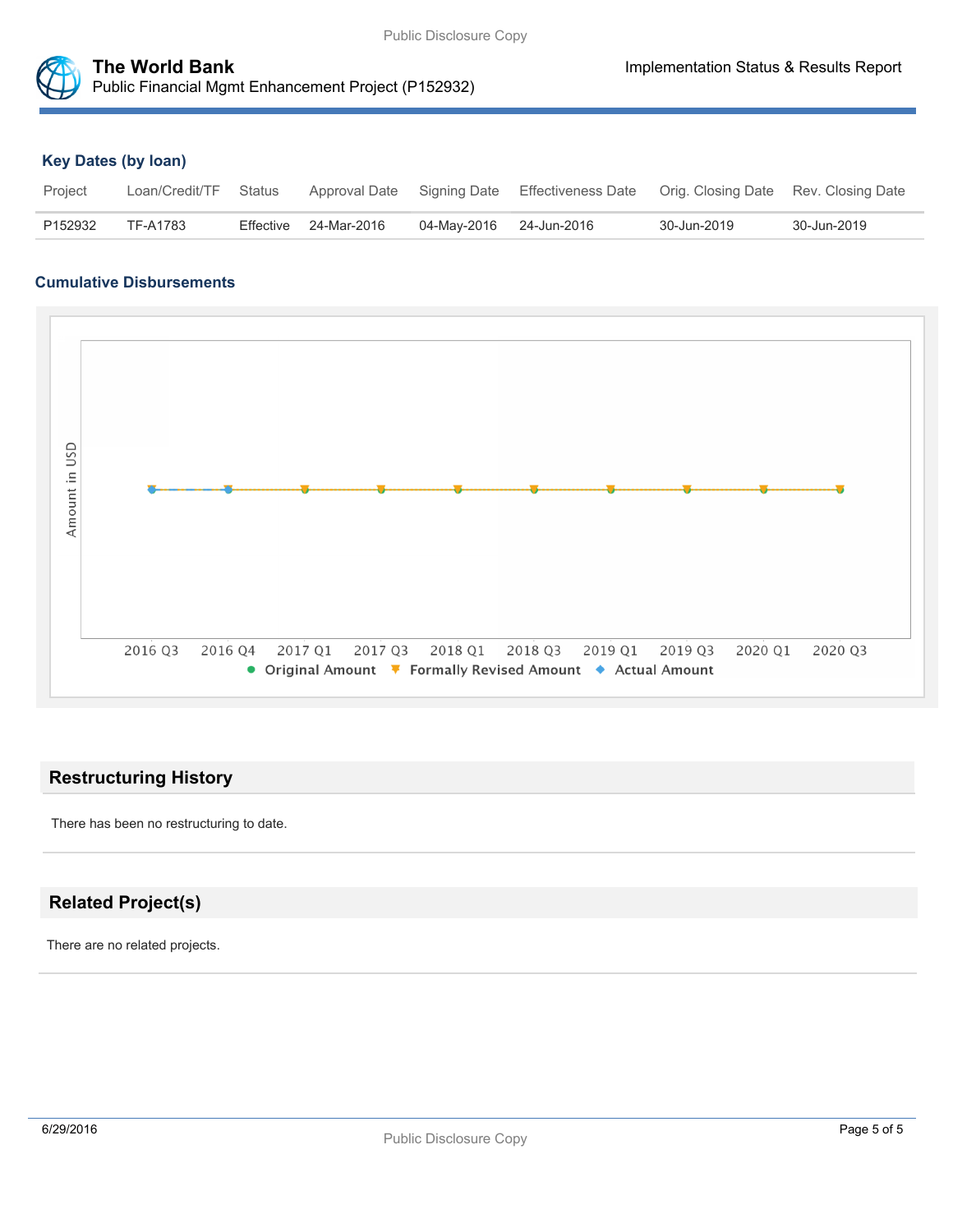### Key Dates (by loan)

| Project | Loan/Credit/TF | Status | Approval Date | Signing Date | Effectiveness Date | Orig. Closing Date | Rev. Closing Date |
|---|---|---|---|---|---|---|---|
| P152932 | TF-A1783 | Effective | 24-Mar-2016 | 04-May-2016 | 24-Jun-2016 | 30-Jun-2019 | 30-Jun-2019 |

### Cumulative Disbursements

Amount in USD

2016 Q3 2016 Q4 2017 Q1 2017 Q3 2018 Q1 2018 Q3 2019 Q1 2019 Q3 2020 Q1 2020 Q3

Original Amount Formally Revised Amount Actual Amount

## Restructuring History

There has been no restructuring to date.

## Related Project(s)

There are no related projects.